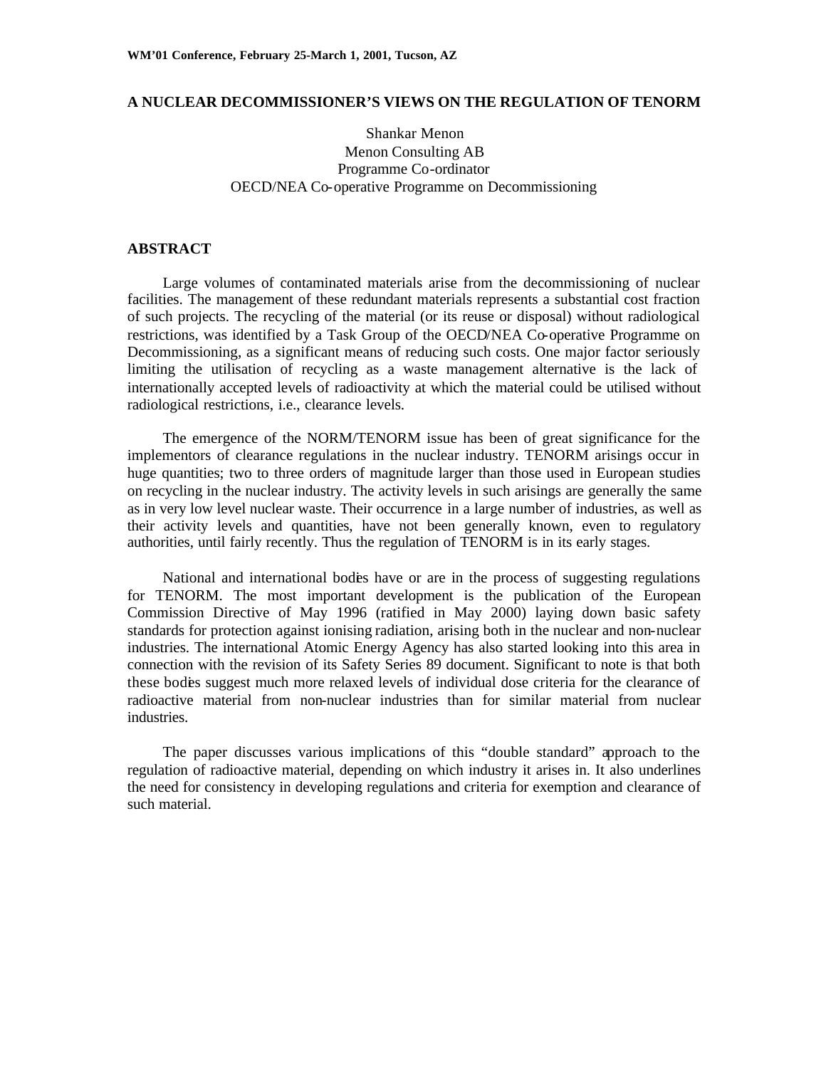# A NUCLEAR DECOMMISSIONER'S VIEWS ON THE REGULATION OF TENORM

Shankar Menon
Menon Consulting AB
Programme Co-ordinator
OECD/NEA Co-operative Programme on Decommissioning

## ABSTRACT

Large volumes of contaminated materials arise from the decommissioning of nuclear facilities. The management of these redundant materials represents a substantial cost fraction of such projects. The recycling of the material (or its reuse or disposal) without radiological restrictions, was identified by a Task Group of the OECD/NEA Co-operative Programme on Decommissioning, as a significant means of reducing such costs. One major factor seriously limiting the utilisation of recycling as a waste management alternative is the lack of internationally accepted levels of radioactivity at which the material could be utilised without radiological restrictions, i.e., clearance levels.

The emergence of the NORM/TENORM issue has been of great significance for the implementors of clearance regulations in the nuclear industry. TENORM arisings occur in huge quantities; two to three orders of magnitude larger than those used in European studies on recycling in the nuclear industry. The activity levels in such arisings are generally the same as in very low level nuclear waste. Their occurrence in a large number of industries, as well as their activity levels and quantities, have not been generally known, even to regulatory authorities, until fairly recently. Thus the regulation of TENORM is in its early stages.

National and international bodies have or are in the process of suggesting regulations for TENORM. The most important development is the publication of the European Commission Directive of May 1996 (ratified in May 2000) laying down basic safety standards for protection against ionising radiation, arising both in the nuclear and non-nuclear industries. The international Atomic Energy Agency has also started looking into this area in connection with the revision of its Safety Series 89 document. Significant to note is that both these bodies suggest much more relaxed levels of individual dose criteria for the clearance of radioactive material from non-nuclear industries than for similar material from nuclear industries.

The paper discusses various implications of this "double standard" approach to the regulation of radioactive material, depending on which industry it arises in. It also underlines the need for consistency in developing regulations and criteria for exemption and clearance of such material.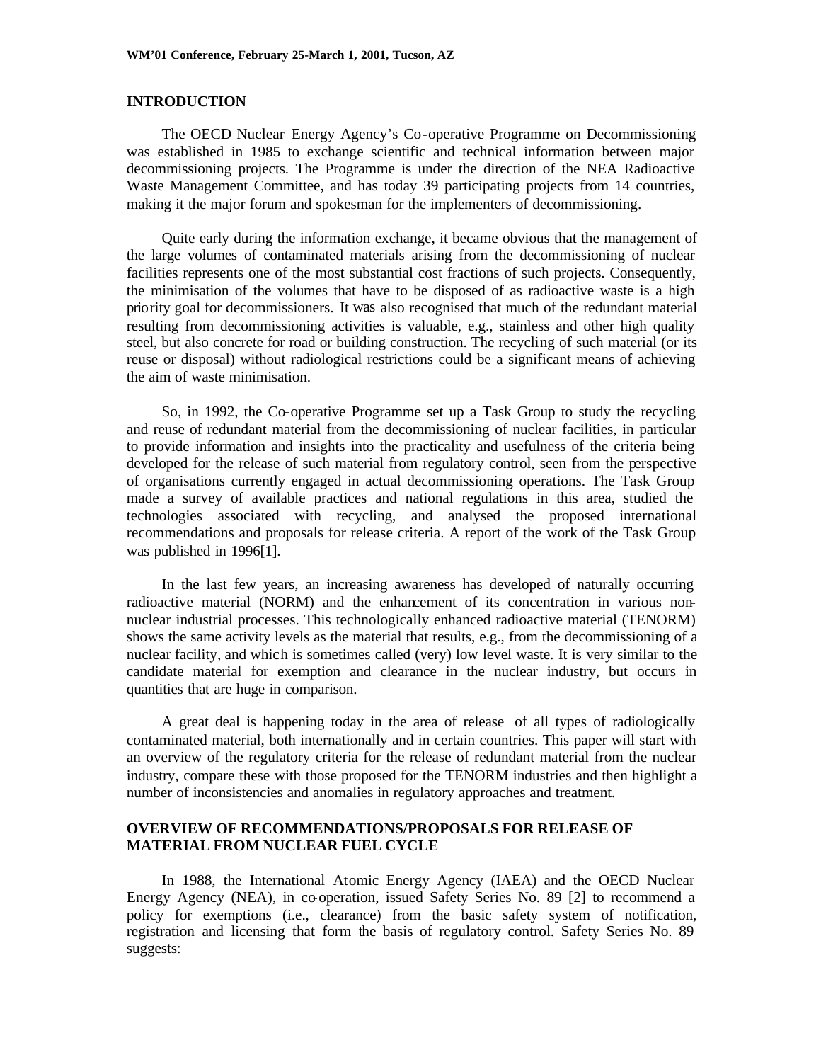## INTRODUCTION

The OECD Nuclear Energy Agency's Co-operative Programme on Decommissioning was established in 1985 to exchange scientific and technical information between major decommissioning projects. The Programme is under the direction of the NEA Radioactive Waste Management Committee, and has today 39 participating projects from 14 countries, making it the major forum and spokesman for the implementers of decommissioning.

Quite early during the information exchange, it became obvious that the management of the large volumes of contaminated materials arising from the decommissioning of nuclear facilities represents one of the most substantial cost fractions of such projects. Consequently, the minimisation of the volumes that have to be disposed of as radioactive waste is a high priority goal for decommissioners. It was also recognised that much of the redundant material resulting from decommissioning activities is valuable, e.g., stainless and other high quality steel, but also concrete for road or building construction. The recycling of such material (or its reuse or disposal) without radiological restrictions could be a significant means of achieving the aim of waste minimisation.

So, in 1992, the Co-operative Programme set up a Task Group to study the recycling and reuse of redundant material from the decommissioning of nuclear facilities, in particular to provide information and insights into the practicality and usefulness of the criteria being developed for the release of such material from regulatory control, seen from the perspective of organisations currently engaged in actual decommissioning operations. The Task Group made a survey of available practices and national regulations in this area, studied the technologies associated with recycling, and analysed the proposed international recommendations and proposals for release criteria. A report of the work of the Task Group was published in 1996[1].

In the last few years, an increasing awareness has developed of naturally occurring radioactive material (NORM) and the enhancement of its concentration in various non-nuclear industrial processes. This technologically enhanced radioactive material (TENORM) shows the same activity levels as the material that results, e.g., from the decommissioning of a nuclear facility, and which is sometimes called (very) low level waste. It is very similar to the candidate material for exemption and clearance in the nuclear industry, but occurs in quantities that are huge in comparison.

A great deal is happening today in the area of release of all types of radiologically contaminated material, both internationally and in certain countries. This paper will start with an overview of the regulatory criteria for the release of redundant material from the nuclear industry, compare these with those proposed for the TENORM industries and then highlight a number of inconsistencies and anomalies in regulatory approaches and treatment.

## OVERVIEW OF RECOMMENDATIONS/PROPOSALS FOR RELEASE OF MATERIAL FROM NUCLEAR FUEL CYCLE

In 1988, the International Atomic Energy Agency (IAEA) and the OECD Nuclear Energy Agency (NEA), in co-operation, issued Safety Series No. 89 [2] to recommend a policy for exemptions (i.e., clearance) from the basic safety system of notification, registration and licensing that form the basis of regulatory control. Safety Series No. 89 suggests: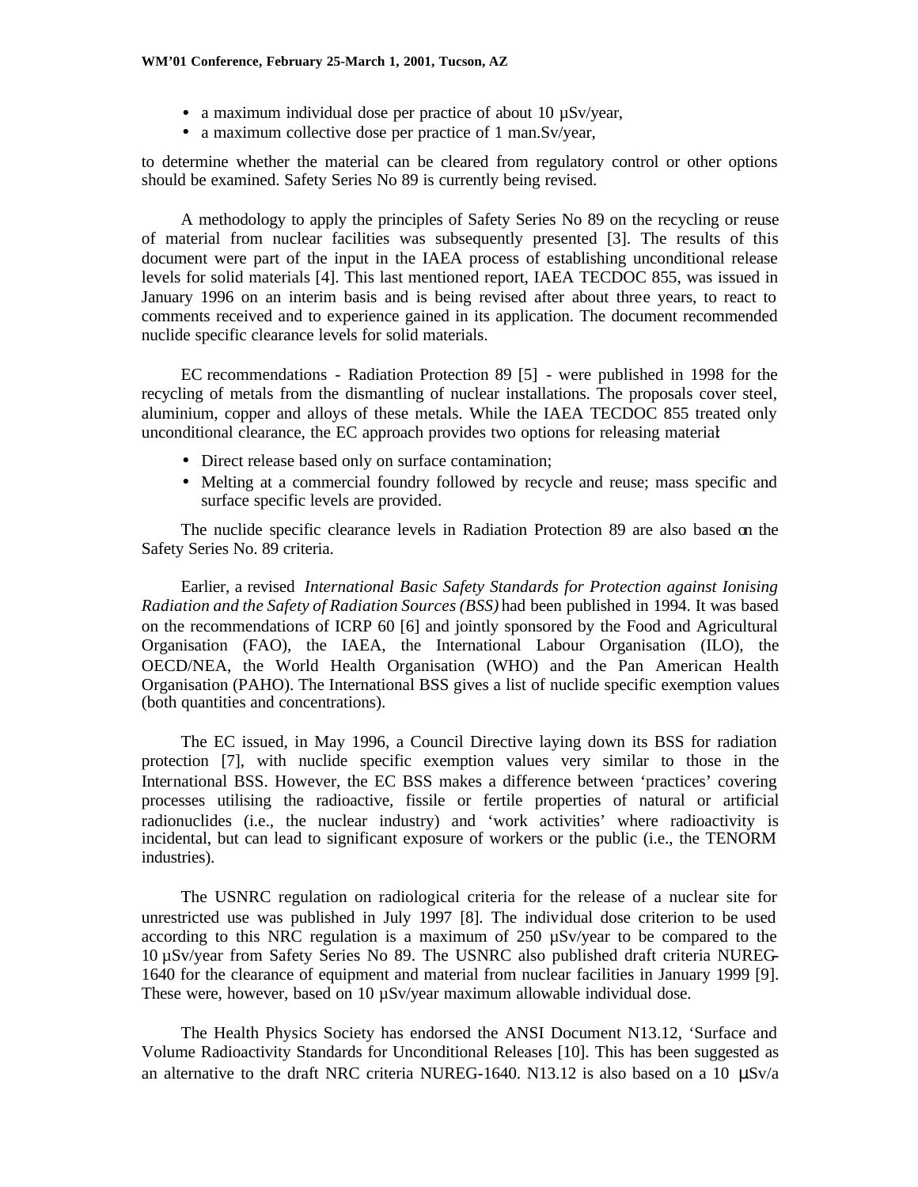- a maximum individual dose per practice of about 10 µSv/year,
- a maximum collective dose per practice of 1 man.Sv/year,

to determine whether the material can be cleared from regulatory control or other options should be examined. Safety Series No 89 is currently being revised.

A methodology to apply the principles of Safety Series No 89 on the recycling or reuse of material from nuclear facilities was subsequently presented [3]. The results of this document were part of the input in the IAEA process of establishing unconditional release levels for solid materials [4]. This last mentioned report, IAEA TECDOC 855, was issued in January 1996 on an interim basis and is being revised after about three years, to react to comments received and to experience gained in its application. The document recommended nuclide specific clearance levels for solid materials.

EC recommendations - Radiation Protection 89 [5] - were published in 1998 for the recycling of metals from the dismantling of nuclear installations. The proposals cover steel, aluminium, copper and alloys of these metals. While the IAEA TECDOC 855 treated only unconditional clearance, the EC approach provides two options for releasing material:

- Direct release based only on surface contamination;
- Melting at a commercial foundry followed by recycle and reuse; mass specific and surface specific levels are provided.

The nuclide specific clearance levels in Radiation Protection 89 are also based on the Safety Series No. 89 criteria.

Earlier, a revised *International Basic Safety Standards for Protection against Ionising Radiation and the Safety of Radiation Sources (BSS)* had been published in 1994. It was based on the recommendations of ICRP 60 [6] and jointly sponsored by the Food and Agricultural Organisation (FAO), the IAEA, the International Labour Organisation (ILO), the OECD/NEA, the World Health Organisation (WHO) and the Pan American Health Organisation (PAHO). The International BSS gives a list of nuclide specific exemption values (both quantities and concentrations).

The EC issued, in May 1996, a Council Directive laying down its BSS for radiation protection [7], with nuclide specific exemption values very similar to those in the International BSS. However, the EC BSS makes a difference between 'practices' covering processes utilising the radioactive, fissile or fertile properties of natural or artificial radionuclides (i.e., the nuclear industry) and 'work activities' where radioactivity is incidental, but can lead to significant exposure of workers or the public (i.e., the TENORM industries).

The USNRC regulation on radiological criteria for the release of a nuclear site for unrestricted use was published in July 1997 [8]. The individual dose criterion to be used according to this NRC regulation is a maximum of 250 µSv/year to be compared to the 10 µSv/year from Safety Series No 89. The USNRC also published draft criteria NUREG-1640 for the clearance of equipment and material from nuclear facilities in January 1999 [9]. These were, however, based on 10 µSv/year maximum allowable individual dose.

The Health Physics Society has endorsed the ANSI Document N13.12, 'Surface and Volume Radioactivity Standards for Unconditional Releases [10]. This has been suggested as an alternative to the draft NRC criteria NUREG-1640. N13.12 is also based on a 10 µSv/a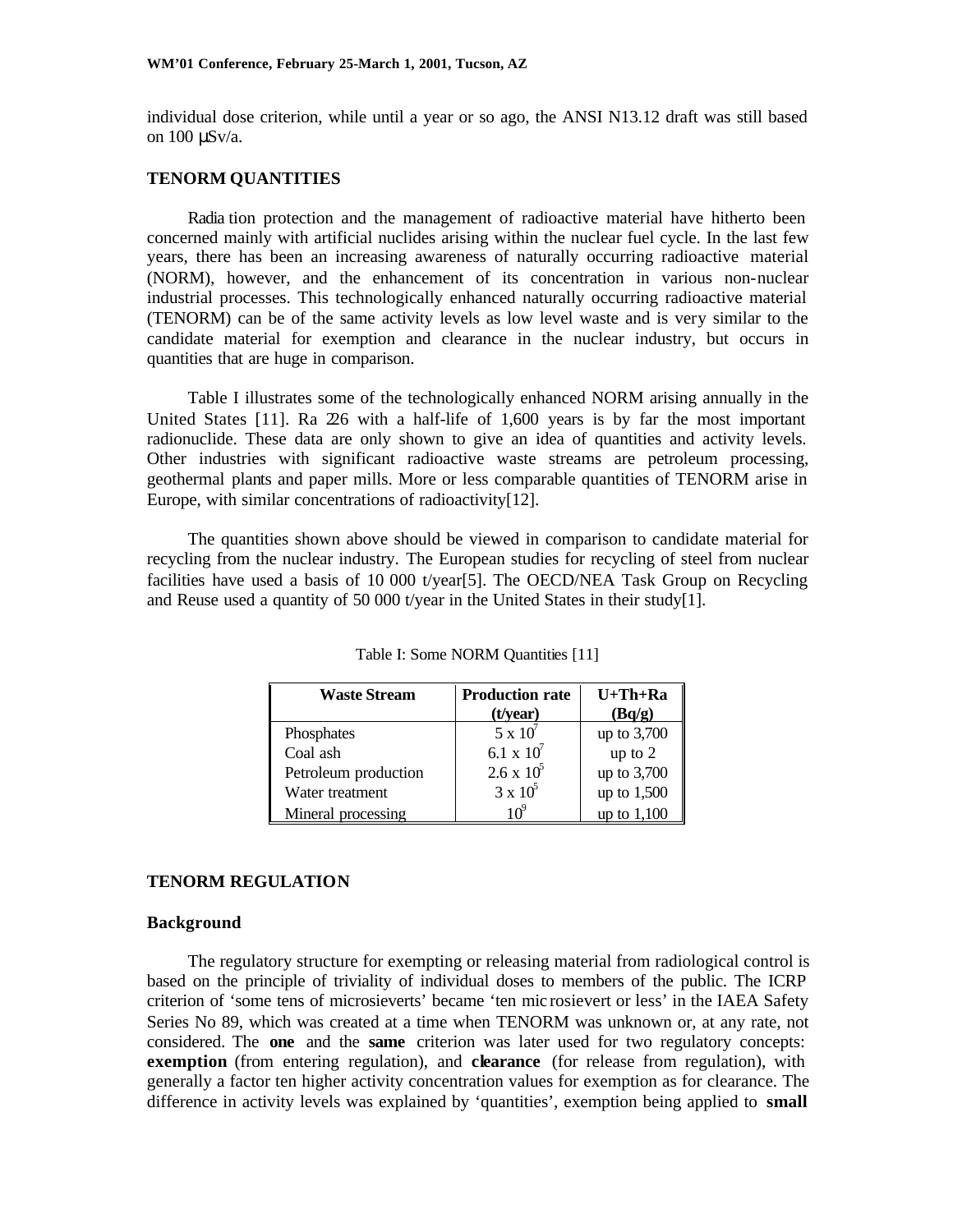individual dose criterion, while until a year or so ago, the ANSI N13.12 draft was still based on 100 μSv/a.

## TENORM QUANTITIES

Radiation protection and the management of radioactive material have hitherto been concerned mainly with artificial nuclides arising within the nuclear fuel cycle. In the last few years, there has been an increasing awareness of naturally occurring radioactive material (NORM), however, and the enhancement of its concentration in various non-nuclear industrial processes. This technologically enhanced naturally occurring radioactive material (TENORM) can be of the same activity levels as low level waste and is very similar to the candidate material for exemption and clearance in the nuclear industry, but occurs in quantities that are huge in comparison.

Table I illustrates some of the technologically enhanced NORM arising annually in the United States [11]. Ra 226 with a half-life of 1,600 years is by far the most important radionuclide. These data are only shown to give an idea of quantities and activity levels. Other industries with significant radioactive waste streams are petroleum processing, geothermal plants and paper mills. More or less comparable quantities of TENORM arise in Europe, with similar concentrations of radioactivity[12].

The quantities shown above should be viewed in comparison to candidate material for recycling from the nuclear industry. The European studies for recycling of steel from nuclear facilities have used a basis of 10 000 t/year[5]. The OECD/NEA Task Group on Recycling and Reuse used a quantity of 50 000 t/year in the United States in their study[1].

Table I: Some NORM Quantities [11]

| Waste Stream | Production rate (t/year) | U+Th+Ra (Bq/g) |
|---|---|---|
| Phosphates | $5 \times 10^7$ | up to 3,700 |
| Coal ash | $6.1 \times 10^7$ | up to 2 |
| Petroleum production | $2.6 \times 10^5$ | up to 3,700 |
| Water treatment | $3 \times 10^5$ | up to 1,500 |
| Mineral processing | $10^9$ | up to 1,100 |

## TENORM REGULATION

### Background

The regulatory structure for exempting or releasing material from radiological control is based on the principle of triviality of individual doses to members of the public. The ICRP criterion of 'some tens of microsieverts' became 'ten microsievert or less' in the IAEA Safety Series No 89, which was created at a time when TENORM was unknown or, at any rate, not considered. The **one** and the **same** criterion was later used for two regulatory concepts: **exemption** (from entering regulation), and **clearance** (for release from regulation), with generally a factor ten higher activity concentration values for exemption as for clearance. The difference in activity levels was explained by 'quantities', exemption being applied to **small**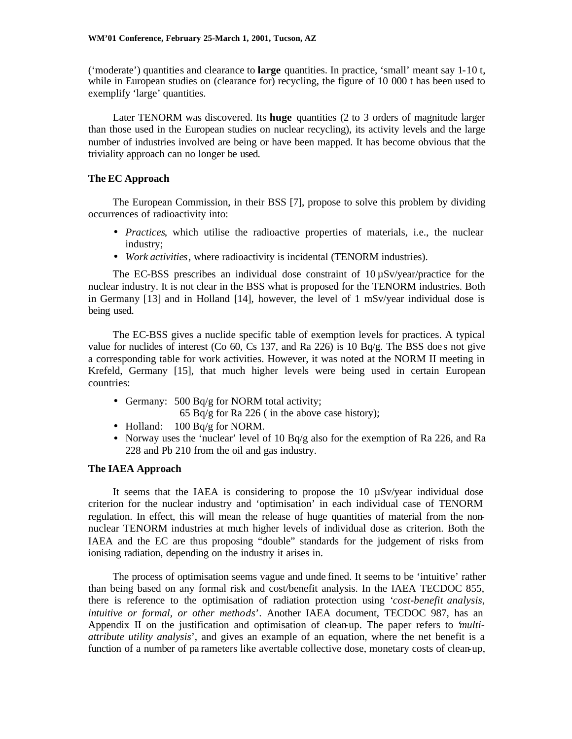('moderate') quantities and clearance to **large** quantities. In practice, 'small' meant say 1-10 t, while in European studies on (clearance for) recycling, the figure of 10 000 t has been used to exemplify 'large' quantities.

Later TENORM was discovered. Its **huge** quantities (2 to 3 orders of magnitude larger than those used in the European studies on nuclear recycling), its activity levels and the large number of industries involved are being or have been mapped. It has become obvious that the triviality approach can no longer be used.

### The EC Approach

The European Commission, in their BSS [7], propose to solve this problem by dividing occurrences of radioactivity into:

- *Practices*, which utilise the radioactive properties of materials, i.e., the nuclear industry;
- *Work activities*, where radioactivity is incidental (TENORM industries).

The EC-BSS prescribes an individual dose constraint of 10 µSv/year/practice for the nuclear industry. It is not clear in the BSS what is proposed for the TENORM industries. Both in Germany [13] and in Holland [14], however, the level of 1 mSv/year individual dose is being used.

The EC-BSS gives a nuclide specific table of exemption levels for practices. A typical value for nuclides of interest (Co 60, Cs 137, and Ra 226) is 10 Bq/g. The BSS does not give a corresponding table for work activities. However, it was noted at the NORM II meeting in Krefeld, Germany [15], that much higher levels were being used in certain European countries:

- Germany: 500 Bq/g for NORM total activity;
  65 Bq/g for Ra 226 ( in the above case history);
- Holland: 100 Bq/g for NORM.
- Norway uses the 'nuclear' level of 10 Bq/g also for the exemption of Ra 226, and Ra 228 and Pb 210 from the oil and gas industry.

### The IAEA Approach

It seems that the IAEA is considering to propose the 10 µSv/year individual dose criterion for the nuclear industry and 'optimisation' in each individual case of TENORM regulation. In effect, this will mean the release of huge quantities of material from the non-nuclear TENORM industries at much higher levels of individual dose as criterion. Both the IAEA and the EC are thus proposing "double" standards for the judgement of risks from ionising radiation, depending on the industry it arises in.

The process of optimisation seems vague and undefined. It seems to be 'intuitive' rather than being based on any formal risk and cost/benefit analysis. In the IAEA TECDOC 855, there is reference to the optimisation of radiation protection using '*cost-benefit analysis, intuitive or formal, or other methods*'. Another IAEA document, TECDOC 987, has an Appendix II on the justification and optimisation of clean-up. The paper refers to '*multi-attribute utility analysis*', and gives an example of an equation, where the net benefit is a function of a number of parameters like avertable collective dose, monetary costs of clean-up,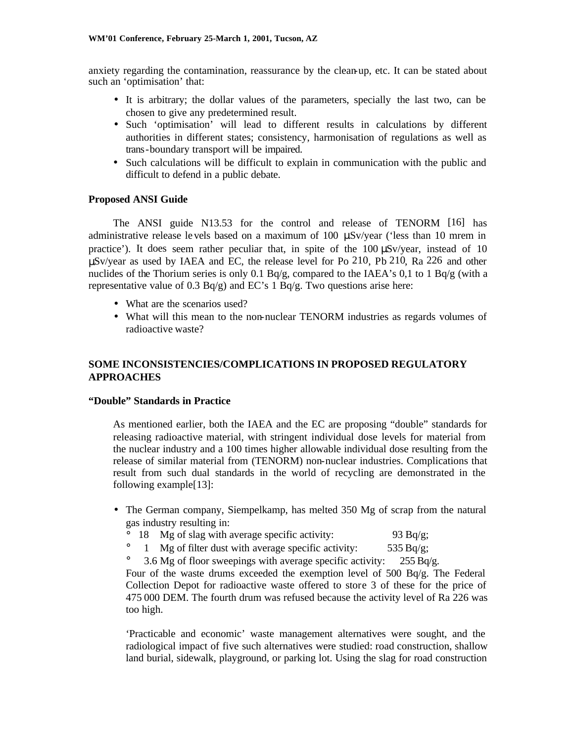anxiety regarding the contamination, reassurance by the clean-up, etc. It can be stated about such an 'optimisation' that:

- It is arbitrary; the dollar values of the parameters, specially the last two, can be chosen to give any predetermined result.
- Such 'optimisation' will lead to different results in calculations by different authorities in different states; consistency, harmonisation of regulations as well as trans-boundary transport will be impaired.
- Such calculations will be difficult to explain in communication with the public and difficult to defend in a public debate.

### Proposed ANSI Guide

The ANSI guide N13.53 for the control and release of TENORM [16] has administrative release levels based on a maximum of 100 μSv/year ('less than 10 mrem in practice'). It does seem rather peculiar that, in spite of the 100 μSv/year, instead of 10 μSv/year as used by IAEA and EC, the release level for Po $^{210}$, Pb $^{210}$, Ra $^{226}$ and other nuclides of the Thorium series is only 0.1 Bq/g, compared to the IAEA's 0,1 to 1 Bq/g (with a representative value of 0.3 Bq/g) and EC's 1 Bq/g. Two questions arise here:

- What are the scenarios used?
- What will this mean to the non-nuclear TENORM industries as regards volumes of radioactive waste?

## SOME INCONSISTENCIES/COMPLICATIONS IN PROPOSED REGULATORY APPROACHES

### "Double" Standards in Practice

As mentioned earlier, both the IAEA and the EC are proposing "double" standards for releasing radioactive material, with stringent individual dose levels for material from the nuclear industry and a 100 times higher allowable individual dose resulting from the release of similar material from (TENORM) non-nuclear industries. Complications that result from such dual standards in the world of recycling are demonstrated in the following example[13]:

- The German company, Siempelkamp, has melted 350 Mg of scrap from the natural gas industry resulting in:
  - 18 Mg of slag with average specific activity: 93 Bq/g;
  - 1 Mg of filter dust with average specific activity: 535 Bq/g;
  - 3.6 Mg of floor sweepings with average specific activity: 255 Bq/g.

  Four of the waste drums exceeded the exemption level of 500 Bq/g. The Federal Collection Depot for radioactive waste offered to store 3 of these for the price of 475 000 DEM. The fourth drum was refused because the activity level of Ra 226 was too high.

  'Practicable and economic' waste management alternatives were sought, and the radiological impact of five such alternatives were studied: road construction, shallow land burial, sidewalk, playground, or parking lot. Using the slag for road construction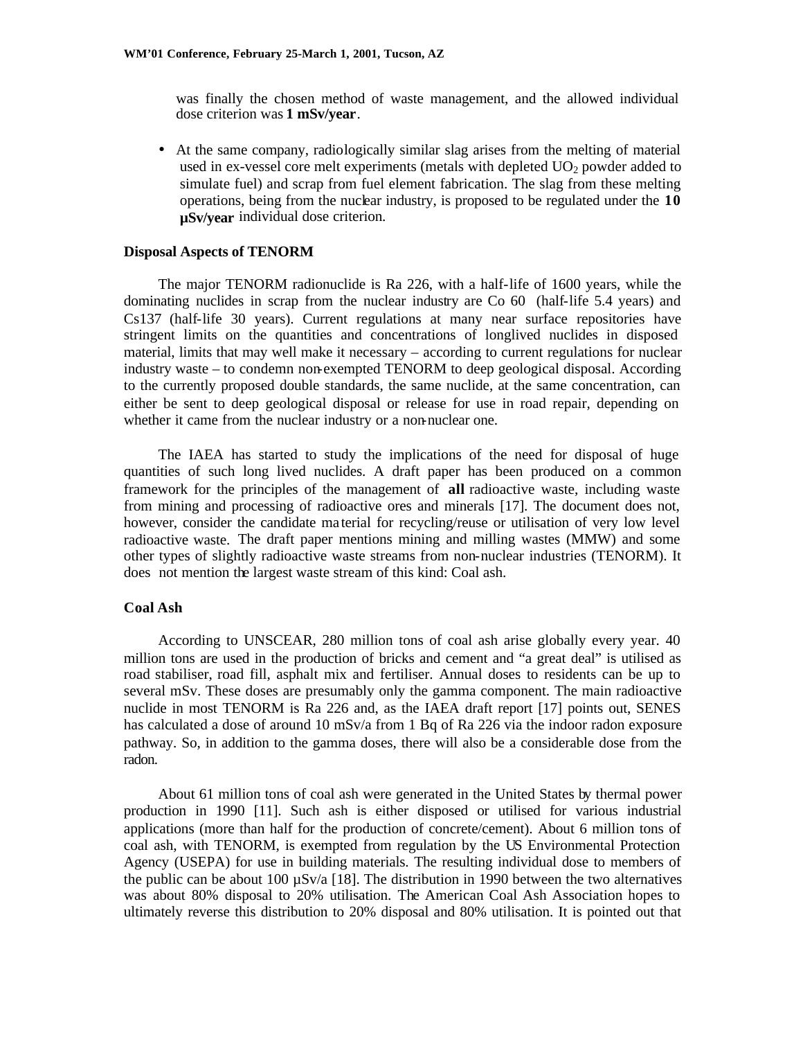was finally the chosen method of waste management, and the allowed individual dose criterion was **1 mSv/year**.

- At the same company, radiologically similar slag arises from the melting of material used in ex-vessel core melt experiments (metals with depleted $UO_2$ powder added to simulate fuel) and scrap from fuel element fabrication. The slag from these melting operations, being from the nuclear industry, is proposed to be regulated under the **10 µSv/year** individual dose criterion.

### Disposal Aspects of TENORM

The major TENORM radionuclide is Ra 226, with a half-life of 1600 years, while the dominating nuclides in scrap from the nuclear industry are Co 60 (half-life 5.4 years) and Cs137 (half-life 30 years). Current regulations at many near surface repositories have stringent limits on the quantities and concentrations of longlived nuclides in disposed material, limits that may well make it necessary – according to current regulations for nuclear industry waste – to condemn non-exempted TENORM to deep geological disposal. According to the currently proposed double standards, the same nuclide, at the same concentration, can either be sent to deep geological disposal or release for use in road repair, depending on whether it came from the nuclear industry or a non-nuclear one.

The IAEA has started to study the implications of the need for disposal of huge quantities of such long lived nuclides. A draft paper has been produced on a common framework for the principles of the management of **all** radioactive waste, including waste from mining and processing of radioactive ores and minerals [17]. The document does not, however, consider the candidate material for recycling/reuse or utilisation of very low level radioactive waste. The draft paper mentions mining and milling wastes (MMW) and some other types of slightly radioactive waste streams from non-nuclear industries (TENORM). It does not mention the largest waste stream of this kind: Coal ash.

### Coal Ash

According to UNSCEAR, 280 million tons of coal ash arise globally every year. 40 million tons are used in the production of bricks and cement and "a great deal" is utilised as road stabiliser, road fill, asphalt mix and fertiliser. Annual doses to residents can be up to several mSv. These doses are presumably only the gamma component. The main radioactive nuclide in most TENORM is Ra 226 and, as the IAEA draft report [17] points out, SENES has calculated a dose of around 10 mSv/a from 1 Bq of Ra 226 via the indoor radon exposure pathway. So, in addition to the gamma doses, there will also be a considerable dose from the radon.

About 61 million tons of coal ash were generated in the United States by thermal power production in 1990 [11]. Such ash is either disposed or utilised for various industrial applications (more than half for the production of concrete/cement). About 6 million tons of coal ash, with TENORM, is exempted from regulation by the US Environmental Protection Agency (USEPA) for use in building materials. The resulting individual dose to members of the public can be about 100 µSv/a [18]. The distribution in 1990 between the two alternatives was about 80% disposal to 20% utilisation. The American Coal Ash Association hopes to ultimately reverse this distribution to 20% disposal and 80% utilisation. It is pointed out that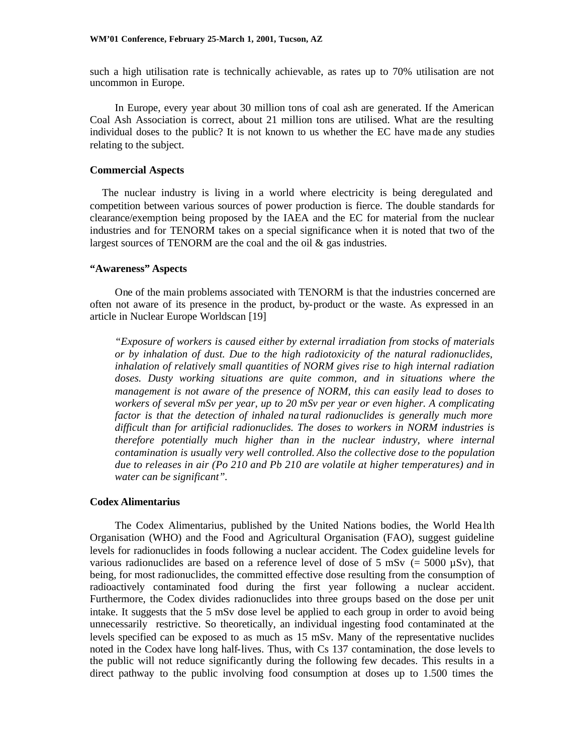such a high utilisation rate is technically achievable, as rates up to 70% utilisation are not uncommon in Europe.

In Europe, every year about 30 million tons of coal ash are generated. If the American Coal Ash Association is correct, about 21 million tons are utilised. What are the resulting individual doses to the public? It is not known to us whether the EC have made any studies relating to the subject.

### Commercial Aspects

The nuclear industry is living in a world where electricity is being deregulated and competition between various sources of power production is fierce. The double standards for clearance/exemption being proposed by the IAEA and the EC for material from the nuclear industries and for TENORM takes on a special significance when it is noted that two of the largest sources of TENORM are the coal and the oil & gas industries.

### "Awareness" Aspects

One of the main problems associated with TENORM is that the industries concerned are often not aware of its presence in the product, by-product or the waste. As expressed in an article in Nuclear Europe Worldscan [19]

> *"Exposure of workers is caused either by external irradiation from stocks of materials or by inhalation of dust. Due to the high radiotoxicity of the natural radionuclides, inhalation of relatively small quantities of NORM gives rise to high internal radiation doses. Dusty working situations are quite common, and in situations where the management is not aware of the presence of NORM, this can easily lead to doses to workers of several mSv per year, up to 20 mSv per year or even higher. A complicating factor is that the detection of inhaled natural radionuclides is generally much more difficult than for artificial radionuclides. The doses to workers in NORM industries is therefore potentially much higher than in the nuclear industry, where internal contamination is usually very well controlled. Also the collective dose to the population due to releases in air (Po 210 and Pb 210 are volatile at higher temperatures) and in water can be significant".*

### Codex Alimentarius

The Codex Alimentarius, published by the United Nations bodies, the World Health Organisation (WHO) and the Food and Agricultural Organisation (FAO), suggest guideline levels for radionuclides in foods following a nuclear accident. The Codex guideline levels for various radionuclides are based on a reference level of dose of 5 mSv (= 5000 µSv), that being, for most radionuclides, the committed effective dose resulting from the consumption of radioactively contaminated food during the first year following a nuclear accident. Furthermore, the Codex divides radionuclides into three groups based on the dose per unit intake. It suggests that the 5 mSv dose level be applied to each group in order to avoid being unnecessarily restrictive. So theoretically, an individual ingesting food contaminated at the levels specified can be exposed to as much as 15 mSv. Many of the representative nuclides noted in the Codex have long half-lives. Thus, with Cs 137 contamination, the dose levels to the public will not reduce significantly during the following few decades. This results in a direct pathway to the public involving food consumption at doses up to 1.500 times the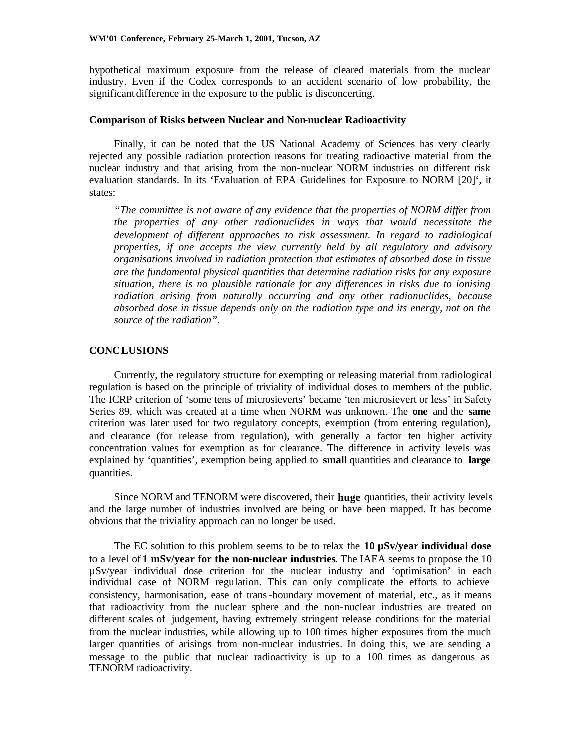hypothetical maximum exposure from the release of cleared materials from the nuclear industry. Even if the Codex corresponds to an accident scenario of low probability, the significant difference in the exposure to the public is disconcerting.

### Comparison of Risks between Nuclear and Non-nuclear Radioactivity

Finally, it can be noted that the US National Academy of Sciences has very clearly rejected any possible radiation protection reasons for treating radioactive material from the nuclear industry and that arising from the non-nuclear NORM industries on different risk evaluation standards. In its 'Evaluation of EPA Guidelines for Exposure to NORM [20]', it states:

> *"The committee is not aware of any evidence that the properties of NORM differ from the properties of any other radionuclides in ways that would necessitate the development of different approaches to risk assessment. In regard to radiological properties, if one accepts the view currently held by all regulatory and advisory organisations involved in radiation protection that estimates of absorbed dose in tissue are the fundamental physical quantities that determine radiation risks for any exposure situation, there is no plausible rationale for any differences in risks due to ionising radiation arising from naturally occurring and any other radionuclides, because absorbed dose in tissue depends only on the radiation type and its energy, not on the source of the radiation".*

## CONCLUSIONS

Currently, the regulatory structure for exempting or releasing material from radiological regulation is based on the principle of triviality of individual doses to members of the public. The ICRP criterion of 'some tens of microsieverts' became 'ten microsievert or less' in Safety Series 89, which was created at a time when NORM was unknown. The **one** and the **same** criterion was later used for two regulatory concepts, exemption (from entering regulation), and clearance (for release from regulation), with generally a factor ten higher activity concentration values for exemption as for clearance. The difference in activity levels was explained by 'quantities', exemption being applied to **small** quantities and clearance to **large** quantities.

Since NORM and TENORM were discovered, their **huge** quantities, their activity levels and the large number of industries involved are being or have been mapped. It has become obvious that the triviality approach can no longer be used.

The EC solution to this problem seems to be to relax the **10 µSv/year individual dose** to a level of **1 mSv/year for the non-nuclear industries**. The IAEA seems to propose the 10 µSv/year individual dose criterion for the nuclear industry and 'optimisation' in each individual case of NORM regulation. This can only complicate the efforts to achieve consistency, harmonisation, ease of trans-boundary movement of material, etc., as it means that radioactivity from the nuclear sphere and the non-nuclear industries are treated on different scales of judgement, having extremely stringent release conditions for the material from the nuclear industries, while allowing up to 100 times higher exposures from the much larger quantities of arisings from non-nuclear industries. In doing this, we are sending a message to the public that nuclear radioactivity is up to a 100 times as dangerous as TENORM radioactivity.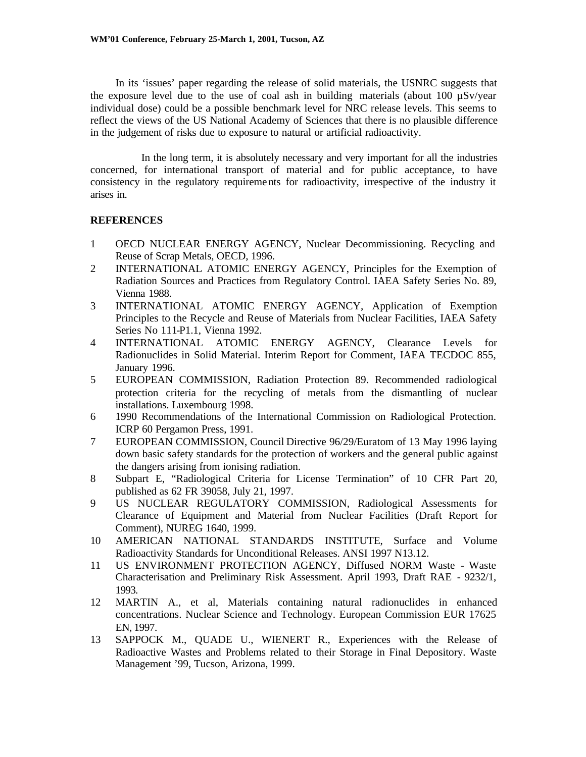In its 'issues' paper regarding the release of solid materials, the USNRC suggests that the exposure level due to the use of coal ash in building materials (about 100 µSv/year individual dose) could be a possible benchmark level for NRC release levels. This seems to reflect the views of the US National Academy of Sciences that there is no plausible difference in the judgement of risks due to exposure to natural or artificial radioactivity.

In the long term, it is absolutely necessary and very important for all the industries concerned, for international transport of material and for public acceptance, to have consistency in the regulatory requirements for radioactivity, irrespective of the industry it arises in.

## REFERENCES

1. OECD NUCLEAR ENERGY AGENCY, Nuclear Decommissioning. Recycling and Reuse of Scrap Metals, OECD, 1996.
2. INTERNATIONAL ATOMIC ENERGY AGENCY, Principles for the Exemption of Radiation Sources and Practices from Regulatory Control. IAEA Safety Series No. 89, Vienna 1988.
3. INTERNATIONAL ATOMIC ENERGY AGENCY, Application of Exemption Principles to the Recycle and Reuse of Materials from Nuclear Facilities, IAEA Safety Series No 111-P1.1, Vienna 1992.
4. INTERNATIONAL ATOMIC ENERGY AGENCY, Clearance Levels for Radionuclides in Solid Material. Interim Report for Comment, IAEA TECDOC 855, January 1996.
5. EUROPEAN COMMISSION, Radiation Protection 89. Recommended radiological protection criteria for the recycling of metals from the dismantling of nuclear installations. Luxembourg 1998.
6. 1990 Recommendations of the International Commission on Radiological Protection. ICRP 60 Pergamon Press, 1991.
7. EUROPEAN COMMISSION, Council Directive 96/29/Euratom of 13 May 1996 laying down basic safety standards for the protection of workers and the general public against the dangers arising from ionising radiation.
8. Subpart E, "Radiological Criteria for License Termination" of 10 CFR Part 20, published as 62 FR 39058, July 21, 1997.
9. US NUCLEAR REGULATORY COMMISSION, Radiological Assessments for Clearance of Equipment and Material from Nuclear Facilities (Draft Report for Comment), NUREG 1640, 1999.
10. AMERICAN NATIONAL STANDARDS INSTITUTE, Surface and Volume Radioactivity Standards for Unconditional Releases. ANSI 1997 N13.12.
11. US ENVIRONMENT PROTECTION AGENCY, Diffused NORM Waste - Waste Characterisation and Preliminary Risk Assessment. April 1993, Draft RAE - 9232/1, 1993.
12. MARTIN A., et al, Materials containing natural radionuclides in enhanced concentrations. Nuclear Science and Technology. European Commission EUR 17625 EN, 1997.
13. SAPPOCK M., QUADE U., WIENERT R., Experiences with the Release of Radioactive Wastes and Problems related to their Storage in Final Depository. Waste Management '99, Tucson, Arizona, 1999.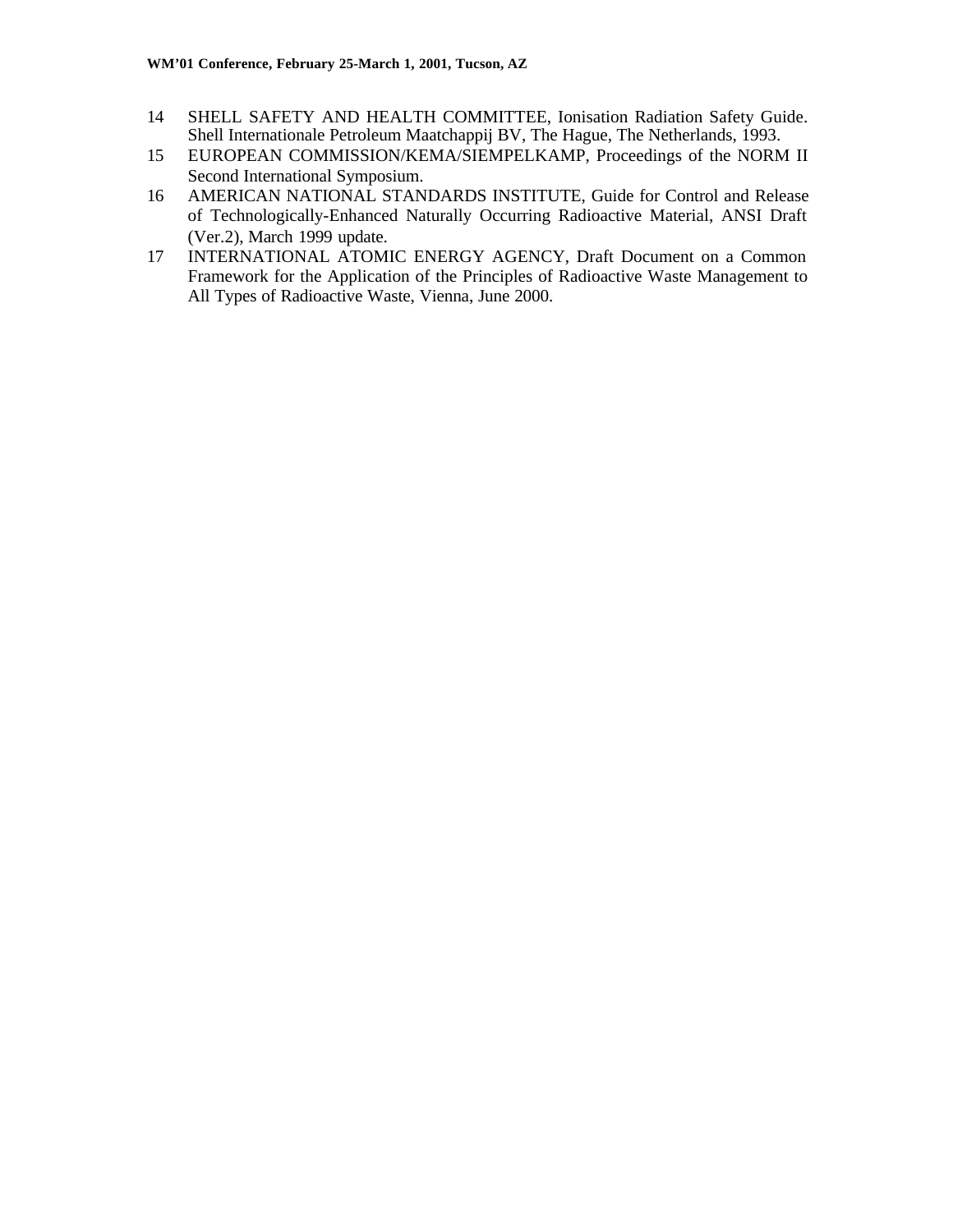14 SHELL SAFETY AND HEALTH COMMITTEE, Ionisation Radiation Safety Guide. Shell Internationale Petroleum Maatchappij BV, The Hague, The Netherlands, 1993.

15 EUROPEAN COMMISSION/KEMA/SIEMPELKAMP, Proceedings of the NORM II Second International Symposium.

16 AMERICAN NATIONAL STANDARDS INSTITUTE, Guide for Control and Release of Technologically-Enhanced Naturally Occurring Radioactive Material, ANSI Draft (Ver.2), March 1999 update.

17 INTERNATIONAL ATOMIC ENERGY AGENCY, Draft Document on a Common Framework for the Application of the Principles of Radioactive Waste Management to All Types of Radioactive Waste, Vienna, June 2000.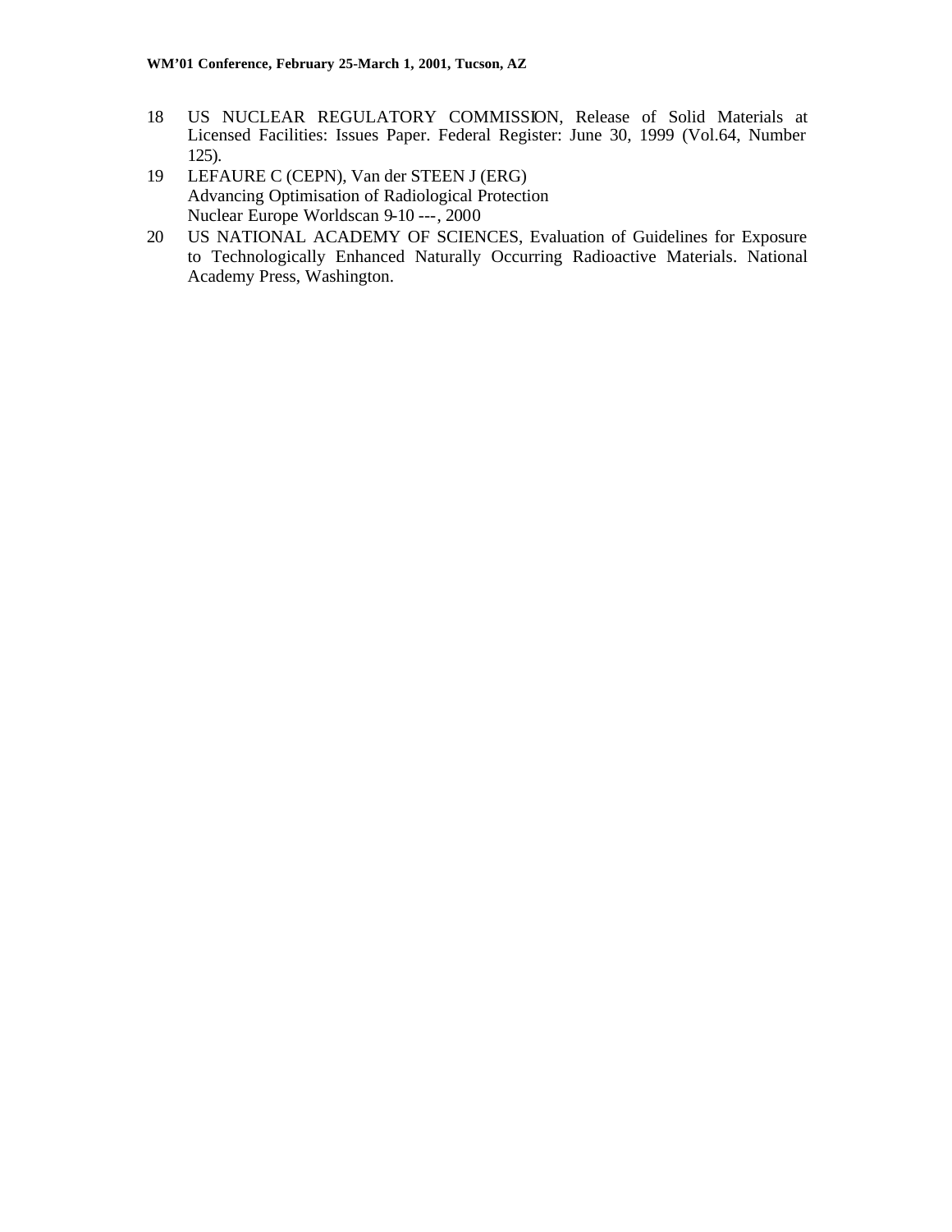18 US NUCLEAR REGULATORY COMMISSION, Release of Solid Materials at Licensed Facilities: Issues Paper. Federal Register: June 30, 1999 (Vol.64, Number 125).

19 LEFAURE C (CEPN), Van der STEEN J (ERG)
Advancing Optimisation of Radiological Protection
Nuclear Europe Worldscan 9-10 ---, 2000

20 US NATIONAL ACADEMY OF SCIENCES, Evaluation of Guidelines for Exposure to Technologically Enhanced Naturally Occurring Radioactive Materials. National Academy Press, Washington.